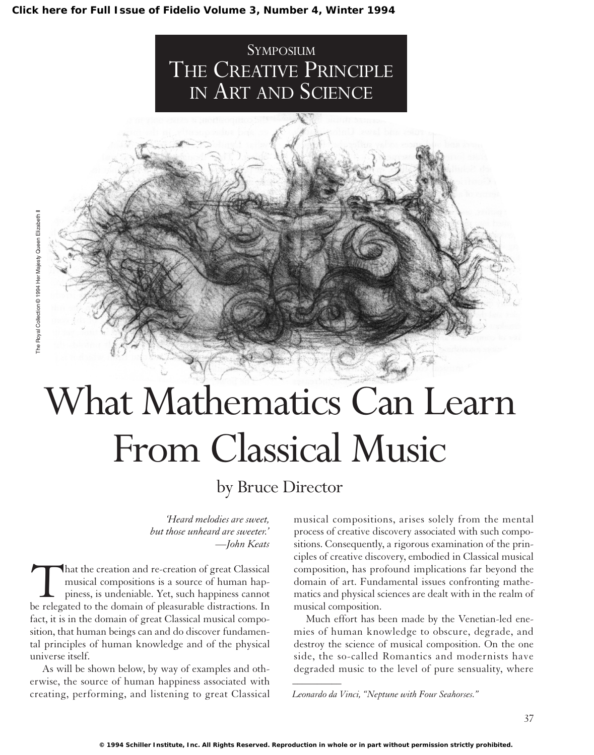SYMPOSIUM

THE CREATIVE PRINCIPLE IN ART AND SCIENCE

# What Mathematics Can Learn From Classical Music

by Bruce Director

*'Heard melodies are sweet,*
*but those unheard are sweeter.'*
*—John Keats*

That the creation and re-creation of great Classical musical compositions is a source of human happiness, is undeniable. Yet, such happiness cannot be relegated to the domain of pleasurable distractions. In fact, it is in the domain of great Classical musical composition, that human beings can and do discover fundamental principles of human knowledge and of the physical universe itself.

As will be shown below, by way of examples and otherwise, the source of human happiness associated with creating, performing, and listening to great Classical musical compositions, arises solely from the mental process of creative discovery associated with such compositions. Consequently, a rigorous examination of the principles of creative discovery, embodied in Classical musical composition, has profound implications far beyond the domain of art. Fundamental issues confronting mathematics and physical sciences are dealt with in the realm of musical composition.

Much effort has been made by the Venetian-led enemies of human knowledge to obscure, degrade, and destroy the science of musical composition. On the one side, the so-called Romantics and modernists have degraded music to the level of pure sensuality, where

*Leonardo da Vinci, "Neptune with Four Seahorses."*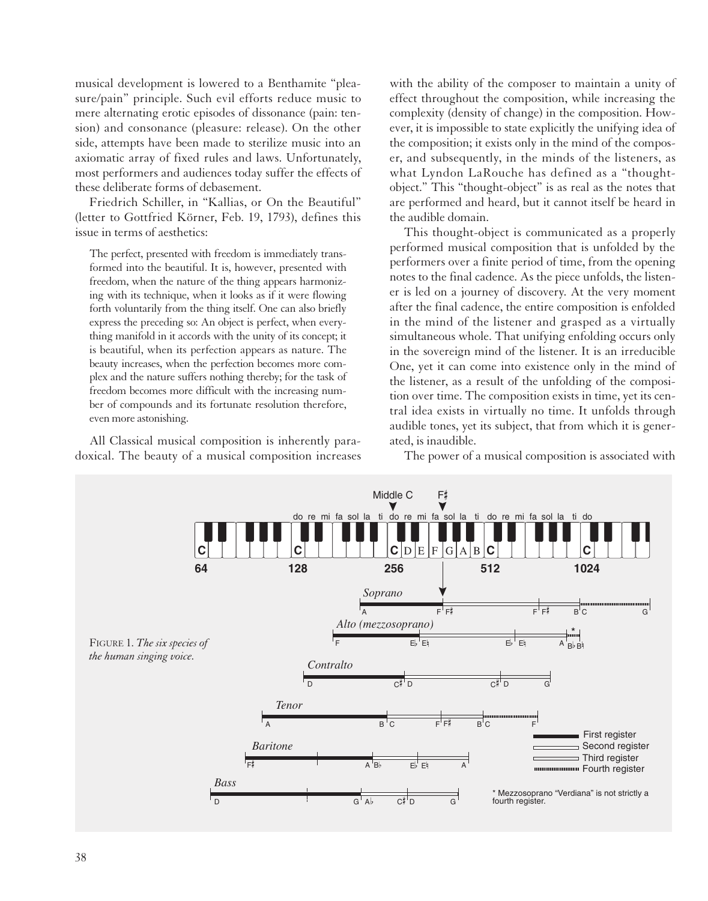musical development is lowered to a Benthamite "pleasure/pain" principle. Such evil efforts reduce music to mere alternating erotic episodes of dissonance (pain: tension) and consonance (pleasure: release). On the other side, attempts have been made to sterilize music into an axiomatic array of fixed rules and laws. Unfortunately, most performers and audiences today suffer the effects of these deliberate forms of debasement.

Friedrich Schiller, in "Kallias, or On the Beautiful" (letter to Gottfried Körner, Feb. 19, 1793), defines this issue in terms of aesthetics:

> The perfect, presented with freedom is immediately transformed into the beautiful. It is, however, presented with freedom, when the nature of the thing appears harmonizing with its technique, when it looks as if it were flowing forth voluntarily from the thing itself. One can also briefly express the preceding so: An object is perfect, when everything manifold in it accords with the unity of its concept; it is beautiful, when its perfection appears as nature. The beauty increases, when the perfection becomes more complex and the nature suffers nothing thereby; for the task of freedom becomes more difficult with the increasing number of compounds and its fortunate resolution therefore, even more astonishing.

All Classical musical composition is inherently paradoxical. The beauty of a musical composition increases with the ability of the composer to maintain a unity of effect throughout the composition, while increasing the complexity (density of change) in the composition. However, it is impossible to state explicitly the unifying idea of the composition; it exists only in the mind of the composer, and subsequently, in the minds of the listeners, as what Lyndon LaRouche has defined as a "thought-object." This "thought-object" is as real as the notes that are performed and heard, but it cannot itself be heard in the audible domain.

This thought-object is communicated as a properly performed musical composition that is unfolded by the performers over a finite period of time, from the opening notes to the final cadence. As the piece unfolds, the listener is led on a journey of discovery. At the very moment after the final cadence, the entire composition is enfolded in the mind of the listener and grasped as a virtually simultaneous whole. That unifying enfolding occurs only in the sovereign mind of the listener. It is an irreducible One, yet it can come into existence only in the mind of the listener, as a result of the unfolding of the composition over time. The composition exists in time, yet its central idea exists in virtually no time. It unfolds through audible tones, yet its subject, that from which it is generated, is inaudible.

The power of a musical composition is associated with

FIGURE 1. *The six species of the human singing voice.*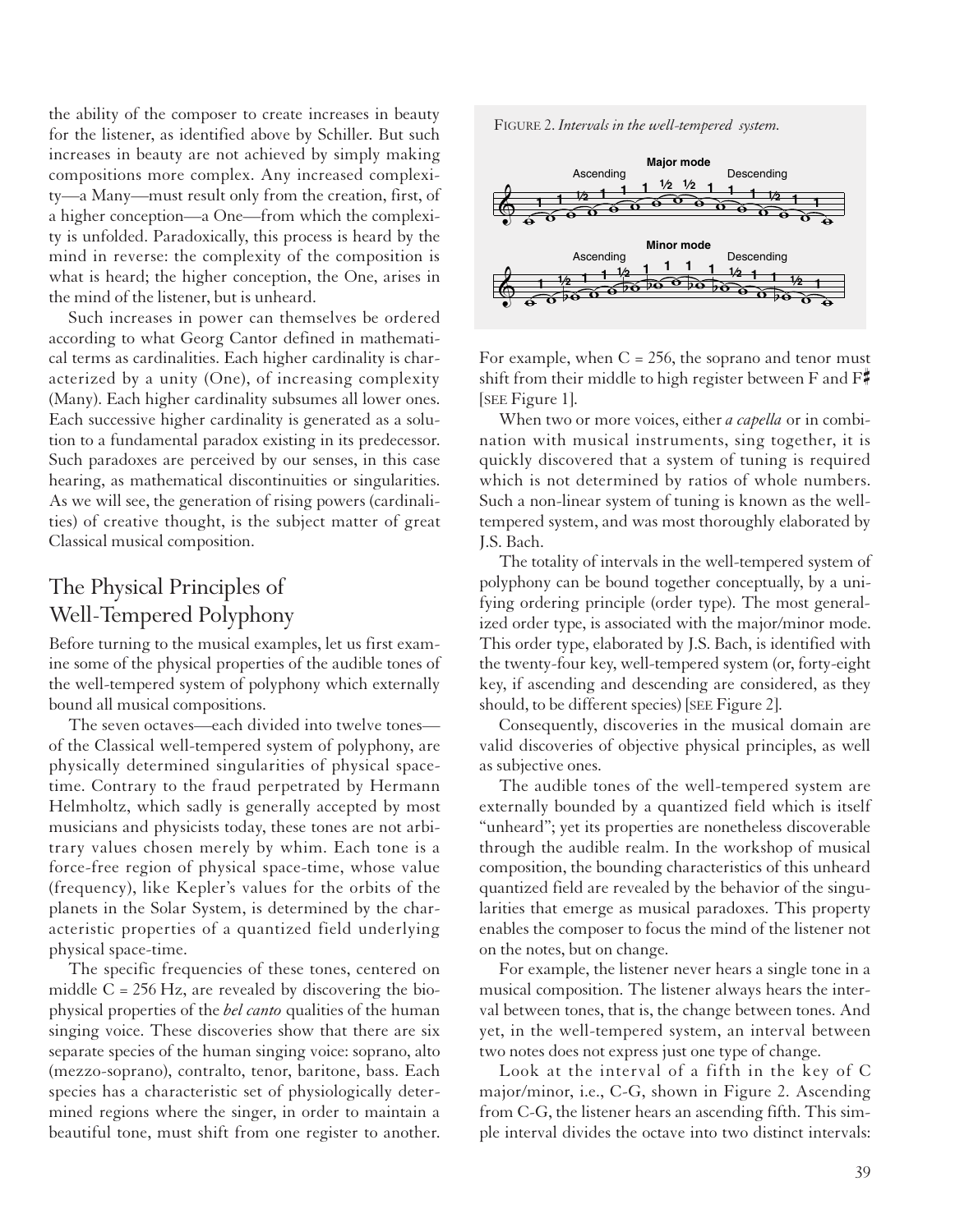the ability of the composer to create increases in beauty for the listener, as identified above by Schiller. But such increases in beauty are not achieved by simply making compositions more complex. Any increased complexity—a Many—must result only from the creation, first, of a higher conception—a One—from which the complexity is unfolded. Paradoxically, this process is heard by the mind in reverse: the complexity of the composition is what is heard; the higher conception, the One, arises in the mind of the listener, but is unheard.

Such increases in power can themselves be ordered according to what Georg Cantor defined in mathematical terms as cardinalities. Each higher cardinality is characterized by a unity (One), of increasing complexity (Many). Each higher cardinality subsumes all lower ones. Each successive higher cardinality is generated as a solution to a fundamental paradox existing in its predecessor. Such paradoxes are perceived by our senses, in this case hearing, as mathematical discontinuities or singularities. As we will see, the generation of rising powers (cardinalities) of creative thought, is the subject matter of great Classical musical composition.

## The Physical Principles of Well-Tempered Polyphony

Before turning to the musical examples, let us first examine some of the physical properties of the audible tones of the well-tempered system of polyphony which externally bound all musical compositions.

The seven octaves—each divided into twelve tones—of the Classical well-tempered system of polyphony, are physically determined singularities of physical space-time. Contrary to the fraud perpetrated by Hermann Helmholtz, which sadly is generally accepted by most musicians and physicists today, these tones are not arbitrary values chosen merely by whim. Each tone is a force-free region of physical space-time, whose value (frequency), like Kepler's values for the orbits of the planets in the Solar System, is determined by the characteristic properties of a quantized field underlying physical space-time.

The specific frequencies of these tones, centered on middle C = 256 Hz, are revealed by discovering the biophysical properties of the *bel canto* qualities of the human singing voice. These discoveries show that there are six separate species of the human singing voice: soprano, alto (mezzo-soprano), contralto, tenor, baritone, bass. Each species has a characteristic set of physiologically determined regions where the singer, in order to maintain a beautiful tone, must shift from one register to another. For example, when C = 256, the soprano and tenor must shift from their middle to high register between F and F♯ [SEE Figure 1].

FIGURE 2. *Intervals in the well-tempered system.*

When two or more voices, either *a capella* or in combination with musical instruments, sing together, it is quickly discovered that a system of tuning is required which is not determined by ratios of whole numbers. Such a non-linear system of tuning is known as the well-tempered system, and was most thoroughly elaborated by J.S. Bach.

The totality of intervals in the well-tempered system of polyphony can be bound together conceptually, by a unifying ordering principle (order type). The most generalized order type, is associated with the major/minor mode. This order type, elaborated by J.S. Bach, is identified with the twenty-four key, well-tempered system (or, forty-eight key, if ascending and descending are considered, as they should, to be different species) [SEE Figure 2].

Consequently, discoveries in the musical domain are valid discoveries of objective physical principles, as well as subjective ones.

The audible tones of the well-tempered system are externally bounded by a quantized field which is itself "unheard"; yet its properties are nonetheless discoverable through the audible realm. In the workshop of musical composition, the bounding characteristics of this unheard quantized field are revealed by the behavior of the singularities that emerge as musical paradoxes. This property enables the composer to focus the mind of the listener not on the notes, but on change.

For example, the listener never hears a single tone in a musical composition. The listener always hears the interval between tones, that is, the change between tones. And yet, in the well-tempered system, an interval between two notes does not express just one type of change.

Look at the interval of a fifth in the key of C major/minor, i.e., C-G, shown in Figure 2. Ascending from C-G, the listener hears an ascending fifth. This simple interval divides the octave into two distinct intervals: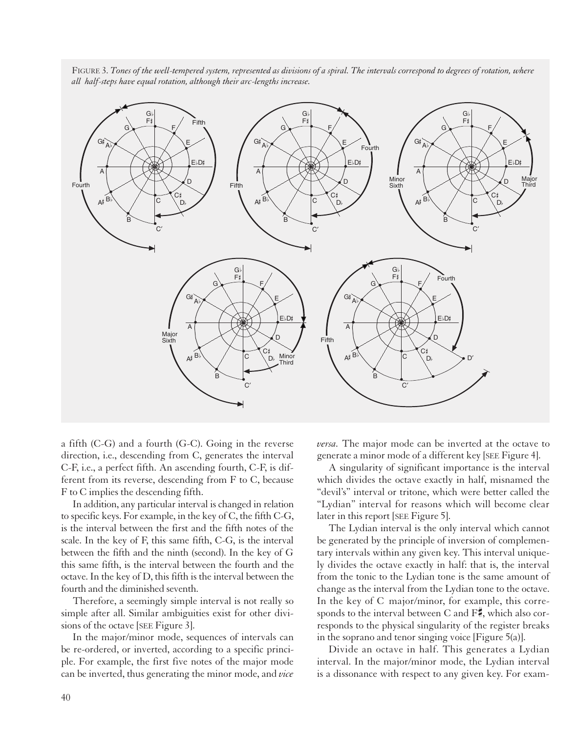FIGURE 3. *Tones of the well-tempered system, represented as divisions of a spiral. The intervals correspond to degrees of rotation, where all half-steps have equal rotation, although their arc-lengths increase.*

a fifth (C-G) and a fourth (G-C). Going in the reverse direction, i.e., descending from C, generates the interval C-F, i.e., a perfect fifth. An ascending fourth, C-F, is different from its reverse, descending from F to C, because F to C implies the descending fifth.

In addition, any particular interval is changed in relation to specific keys. For example, in the key of C, the fifth C-G, is the interval between the first and the fifth notes of the scale. In the key of F, this same fifth, C-G, is the interval between the fifth and the ninth (second). In the key of G this same fifth, is the interval between the fourth and the octave. In the key of D, this fifth is the interval between the fourth and the diminished seventh.

Therefore, a seemingly simple interval is not really so simple after all. Similar ambiguities exist for other divisions of the octave [SEE Figure 3].

In the major/minor mode, sequences of intervals can be re-ordered, or inverted, according to a specific principle. For example, the first five notes of the major mode can be inverted, thus generating the minor mode, and *vice versa*. The major mode can be inverted at the octave to generate a minor mode of a different key [SEE Figure 4].

A singularity of significant importance is the interval which divides the octave exactly in half, misnamed the "devil's" interval or tritone, which were better called the "Lydian" interval for reasons which will become clear later in this report [SEE Figure 5].

The Lydian interval is the only interval which cannot be generated by the principle of inversion of complementary intervals within any given key. This interval uniquely divides the octave exactly in half: that is, the interval from the tonic to the Lydian tone is the same amount of change as the interval from the Lydian tone to the octave. In the key of C major/minor, for example, this corresponds to the interval between C and F♯, which also corresponds to the physical singularity of the register breaks in the soprano and tenor singing voice [Figure 5(a)].

Divide an octave in half. This generates a Lydian interval. In the major/minor mode, the Lydian interval is a dissonance with respect to any given key. For exam-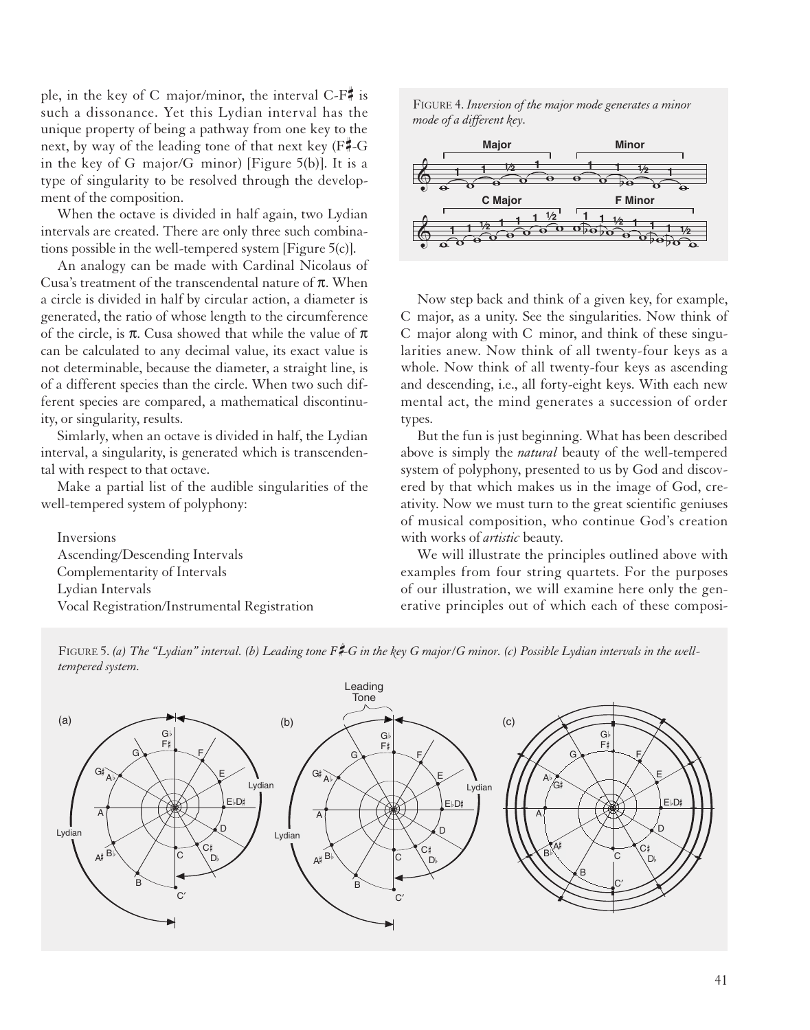ple, in the key of C major/minor, the interval C-F♯ is such a dissonance. Yet this Lydian interval has the unique property of being a pathway from one key to the next, by way of the leading tone of that next key (F♯-G in the key of G major/G minor) [Figure 5(b)]. It is a type of singularity to be resolved through the development of the composition.

When the octave is divided in half again, two Lydian intervals are created. There are only three such combinations possible in the well-tempered system [Figure 5(c)].

An analogy can be made with Cardinal Nicolaus of Cusa's treatment of the transcendental nature of $\pi$. When a circle is divided in half by circular action, a diameter is generated, the ratio of whose length to the circumference of the circle, is $\pi$. Cusa showed that while the value of $\pi$ can be calculated to any decimal value, its exact value is not determinable, because the diameter, a straight line, is of a different species than the circle. When two such different species are compared, a mathematical discontinuity, or singularity, results.

Simlarly, when an octave is divided in half, the Lydian interval, a singularity, is generated which is transcendental with respect to that octave.

Make a partial list of the audible singularities of the well-tempered system of polyphony:

Inversions
Ascending/Descending Intervals
Complementarity of Intervals
Lydian Intervals
Vocal Registration/Instrumental Registration

FIGURE 4. *Inversion of the major mode generates a minor mode of a different key.*

Now step back and think of a given key, for example, C major, as a unity. See the singularities. Now think of C major along with C minor, and think of these singularities anew. Now think of all twenty-four keys as a whole. Now think of all twenty-four keys as ascending and descending, i.e., all forty-eight keys. With each new mental act, the mind generates a succession of order types.

But the fun is just beginning. What has been described above is simply the *natural* beauty of the well-tempered system of polyphony, presented to us by God and discovered by that which makes us in the image of God, creativity. Now we must turn to the great scientific geniuses of musical composition, who continue God's creation with works of *artistic* beauty.

We will illustrate the principles outlined above with examples from four string quartets. For the purposes of our illustration, we will examine here only the generative principles out of which each of these composi-

FIGURE 5. *(a) The "Lydian" interval. (b) Leading tone F♯-G in the key G major/G minor. (c) Possible Lydian intervals in the well-tempered system.*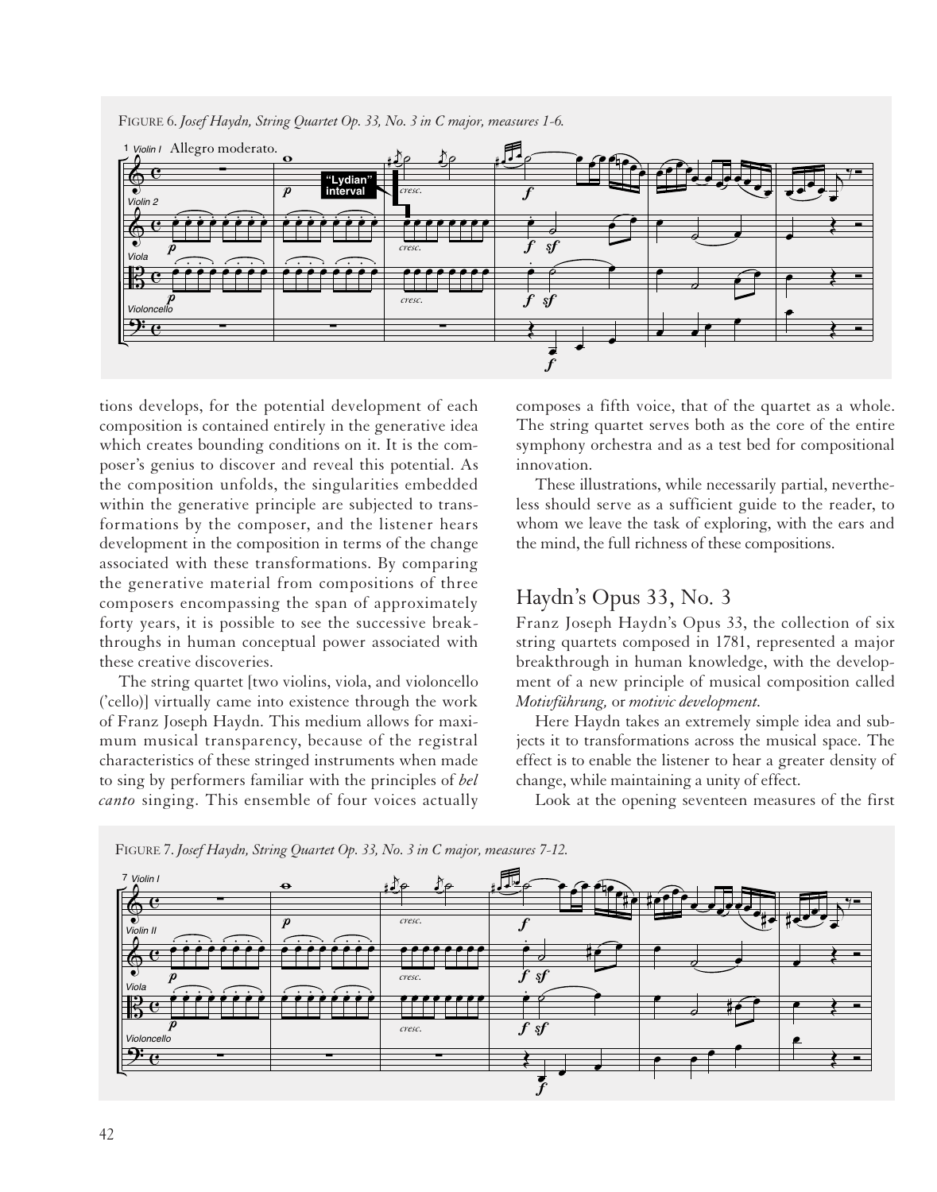FIGURE 6. *Josef Haydn, String Quartet Op. 33, No. 3 in C major, measures 1-6.*

tions develops, for the potential development of each composition is contained entirely in the generative idea which creates bounding conditions on it. It is the composer's genius to discover and reveal this potential. As the composition unfolds, the singularities embedded within the generative principle are subjected to transformations by the composer, and the listener hears development in the composition in terms of the change associated with these transformations. By comparing the generative material from compositions of three composers encompassing the span of approximately forty years, it is possible to see the successive breakthroughs in human conceptual power associated with these creative discoveries.

The string quartet [two violins, viola, and violoncello ('cello)] virtually came into existence through the work of Franz Joseph Haydn. This medium allows for maximum musical transparency, because of the registral characteristics of these stringed instruments when made to sing by performers familiar with the principles of *bel canto* singing. This ensemble of four voices actually composes a fifth voice, that of the quartet as a whole. The string quartet serves both as the core of the entire symphony orchestra and as a test bed for compositional innovation.

These illustrations, while necessarily partial, nevertheless should serve as a sufficient guide to the reader, to whom we leave the task of exploring, with the ears and the mind, the full richness of these compositions.

## Haydn's Opus 33, No. 3

Franz Joseph Haydn's Opus 33, the collection of six string quartets composed in 1781, represented a major breakthrough in human knowledge, with the development of a new principle of musical composition called *Motivführung,* or *motivic development.*

Here Haydn takes an extremely simple idea and subjects it to transformations across the musical space. The effect is to enable the listener to hear a greater density of change, while maintaining a unity of effect.

Look at the opening seventeen measures of the first

FIGURE 7. *Josef Haydn, String Quartet Op. 33, No. 3 in C major, measures 7-12.*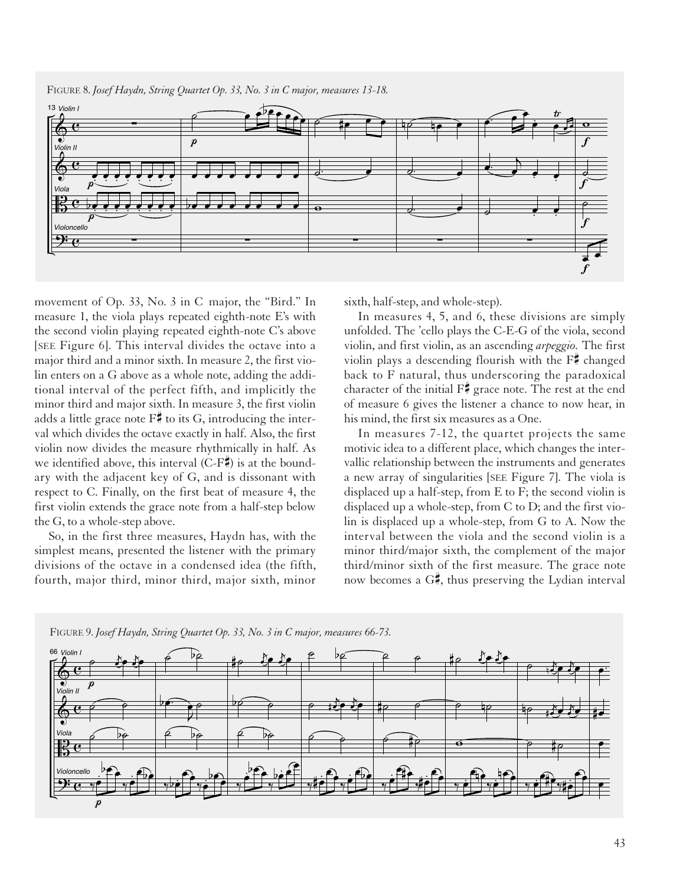FIGURE 8. *Josef Haydn, String Quartet Op. 33, No. 3 in C major, measures 13-18.*

movement of Op. 33, No. 3 in C major, the "Bird." In measure 1, the viola plays repeated eighth-note E's with the second violin playing repeated eighth-note C's above [SEE Figure 6]. This interval divides the octave into a major third and a minor sixth. In measure 2, the first violin enters on a G above as a whole note, adding the additional interval of the perfect fifth, and implicitly the minor third and major sixth. In measure 3, the first violin adds a little grace note F♯ to its G, introducing the interval which divides the octave exactly in half. Also, the first violin now divides the measure rhythmically in half. As we identified above, this interval (C-F♯) is at the boundary with the adjacent key of G, and is dissonant with respect to C. Finally, on the first beat of measure 4, the first violin extends the grace note from a half-step below the G, to a whole-step above.

So, in the first three measures, Haydn has, with the simplest means, presented the listener with the primary divisions of the octave in a condensed idea (the fifth, fourth, major third, minor third, major sixth, minor sixth, half-step, and whole-step).

In measures 4, 5, and 6, these divisions are simply unfolded. The 'cello plays the C-E-G of the viola, second violin, and first violin, as an ascending *arpeggio.* The first violin plays a descending flourish with the F♯ changed back to F natural, thus underscoring the paradoxical character of the initial F♯ grace note. The rest at the end of measure 6 gives the listener a chance to now hear, in his mind, the first six measures as a One.

In measures 7-12, the quartet projects the same motivic idea to a different place, which changes the intervallic relationship between the instruments and generates a new array of singularities [SEE Figure 7]. The viola is displaced up a half-step, from E to F; the second violin is displaced up a whole-step, from C to D; and the first violin is displaced up a whole-step, from G to A. Now the interval between the viola and the second violin is a minor third/major sixth, the complement of the major third/minor sixth of the first measure. The grace note now becomes a G♯, thus preserving the Lydian interval

FIGURE 9. *Josef Haydn, String Quartet Op. 33, No. 3 in C major, measures 66-73.*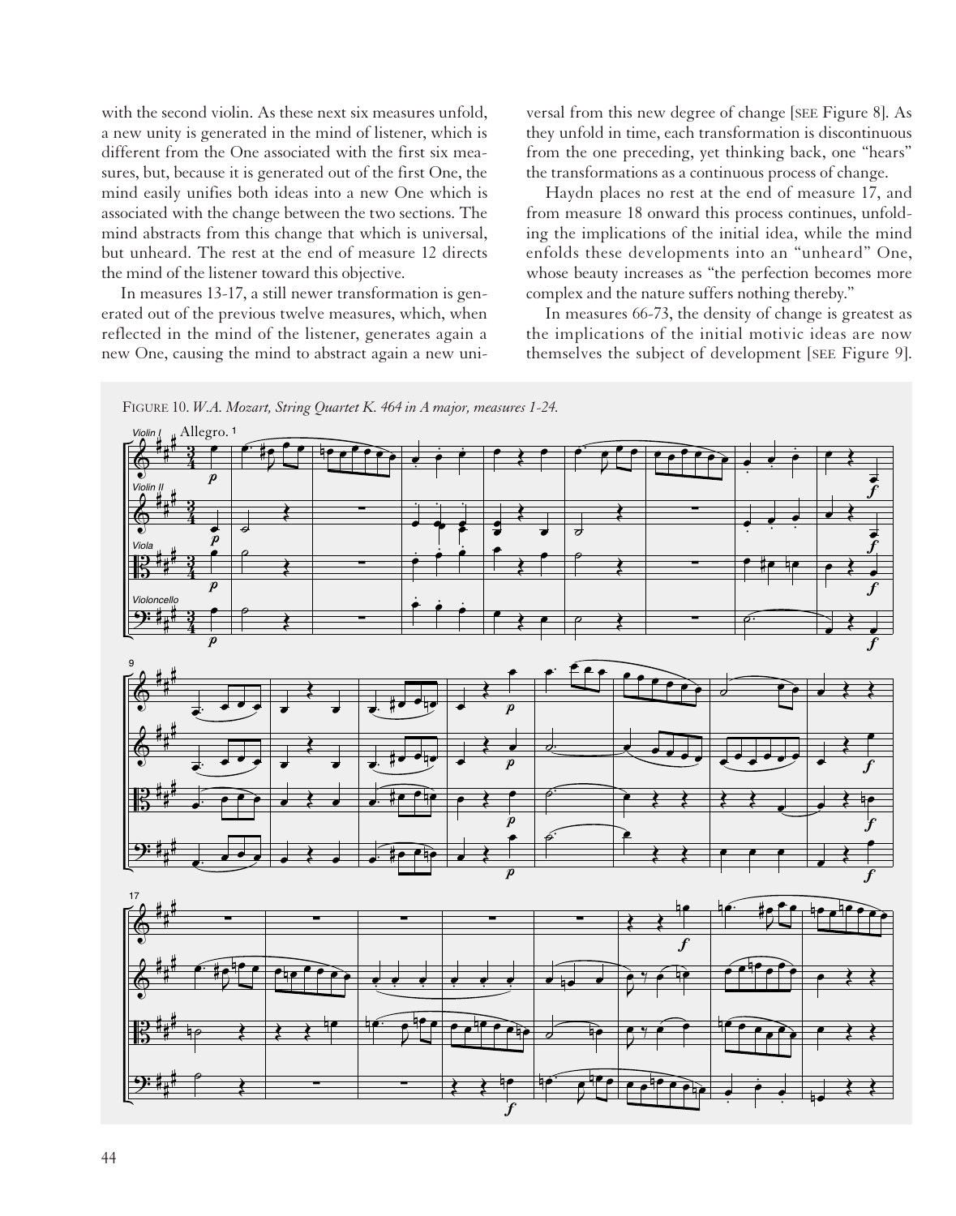with the second violin. As these next six measures unfold, a new unity is generated in the mind of listener, which is different from the One associated with the first six measures, but, because it is generated out of the first One, the mind easily unifies both ideas into a new One which is associated with the change between the two sections. The mind abstracts from this change that which is universal, but unheard. The rest at the end of measure 12 directs the mind of the listener toward this objective.

In measures 13-17, a still newer transformation is generated out of the previous twelve measures, which, when reflected in the mind of the listener, generates again a new One, causing the mind to abstract again a new universal from this new degree of change [SEE Figure 8]. As they unfold in time, each transformation is discontinuous from the one preceding, yet thinking back, one "hears" the transformations as a continuous process of change.

Haydn places no rest at the end of measure 17, and from measure 18 onward this process continues, unfolding the implications of the initial idea, while the mind enfolds these developments into an "unheard" One, whose beauty increases as "the perfection becomes more complex and the nature suffers nothing thereby."

In measures 66-73, the density of change is greatest as the implications of the initial motivic ideas are now themselves the subject of development [SEE Figure 9].

FIGURE 10. *W.A. Mozart, String Quartet K. 464 in A major, measures 1-24.*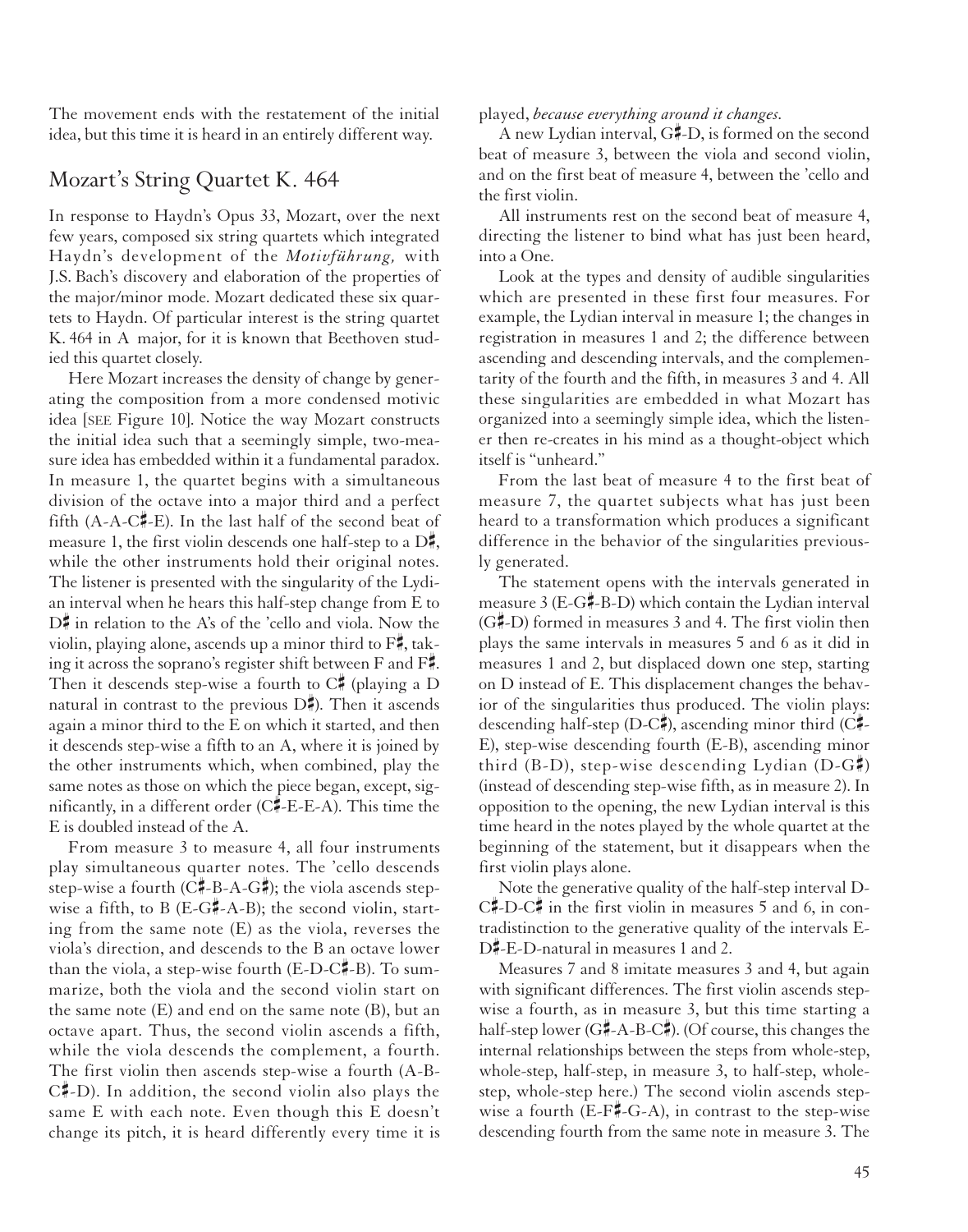The movement ends with the restatement of the initial idea, but this time it is heard in an entirely different way.

## Mozart's String Quartet K. 464

In response to Haydn's Opus 33, Mozart, over the next few years, composed six string quartets which integrated Haydn's development of the *Motivführung,* with J.S. Bach's discovery and elaboration of the properties of the major/minor mode. Mozart dedicated these six quartets to Haydn. Of particular interest is the string quartet K. 464 in A major, for it is known that Beethoven studied this quartet closely.

Here Mozart increases the density of change by generating the composition from a more condensed motivic idea [SEE Figure 10]. Notice the way Mozart constructs the initial idea such that a seemingly simple, two-measure idea has embedded within it a fundamental paradox. In measure 1, the quartet begins with a simultaneous division of the octave into a major third and a perfect fifth (A-A-C♯-E). In the last half of the second beat of measure 1, the first violin descends one half-step to a D♯, while the other instruments hold their original notes. The listener is presented with the singularity of the Lydian interval when he hears this half-step change from E to D♯ in relation to the A's of the 'cello and viola. Now the violin, playing alone, ascends up a minor third to F♯, taking it across the soprano's register shift between F and F♯. Then it descends step-wise a fourth to C♯ (playing a D natural in contrast to the previous D♯). Then it ascends again a minor third to the E on which it started, and then it descends step-wise a fifth to an A, where it is joined by the other instruments which, when combined, play the same notes as those on which the piece began, except, significantly, in a different order (C♯-E-E-A). This time the E is doubled instead of the A.

From measure 3 to measure 4, all four instruments play simultaneous quarter notes. The 'cello descends step-wise a fourth (C♯-B-A-G♯); the viola ascends step-wise a fifth, to B (E-G♯-A-B); the second violin, starting from the same note (E) as the viola, reverses the viola's direction, and descends to the B an octave lower than the viola, a step-wise fourth (E-D-C♯-B). To summarize, both the viola and the second violin start on the same note (E) and end on the same note (B), but an octave apart. Thus, the second violin ascends a fifth, while the viola descends the complement, a fourth. The first violin then ascends step-wise a fourth (A-B-C♯-D). In addition, the second violin also plays the same E with each note. Even though this E doesn't change its pitch, it is heard differently every time it is played, *because everything around it changes.*

A new Lydian interval, G♯-D, is formed on the second beat of measure 3, between the viola and second violin, and on the first beat of measure 4, between the 'cello and the first violin.

All instruments rest on the second beat of measure 4, directing the listener to bind what has just been heard, into a One.

Look at the types and density of audible singularities which are presented in these first four measures. For example, the Lydian interval in measure 1; the changes in registration in measures 1 and 2; the difference between ascending and descending intervals, and the complementarity of the fourth and the fifth, in measures 3 and 4. All these singularities are embedded in what Mozart has organized into a seemingly simple idea, which the listener then re-creates in his mind as a thought-object which itself is "unheard."

From the last beat of measure 4 to the first beat of measure 7, the quartet subjects what has just been heard to a transformation which produces a significant difference in the behavior of the singularities previously generated.

The statement opens with the intervals generated in measure 3 (E-G♯-B-D) which contain the Lydian interval (G♯-D) formed in measures 3 and 4. The first violin then plays the same intervals in measures 5 and 6 as it did in measures 1 and 2, but displaced down one step, starting on D instead of E. This displacement changes the behavior of the singularities thus produced. The violin plays: descending half-step (D-C♯), ascending minor third (C♯-E), step-wise descending fourth (E-B), ascending minor third (B-D), step-wise descending Lydian (D-G♯) (instead of descending step-wise fifth, as in measure 2). In opposition to the opening, the new Lydian interval is this time heard in the notes played by the whole quartet at the beginning of the statement, but it disappears when the first violin plays alone.

Note the generative quality of the half-step interval D-C♯-D-C♯ in the first violin in measures 5 and 6, in contradistinction to the generative quality of the intervals E-D♯-E-D-natural in measures 1 and 2.

Measures 7 and 8 imitate measures 3 and 4, but again with significant differences. The first violin ascends step-wise a fourth, as in measure 3, but this time starting a half-step lower (G♯-A-B-C♯). (Of course, this changes the internal relationships between the steps from whole-step, whole-step, half-step, in measure 3, to half-step, whole-step, whole-step here.) The second violin ascends step-wise a fourth (E-F♯-G-A), in contrast to the step-wise descending fourth from the same note in measure 3. The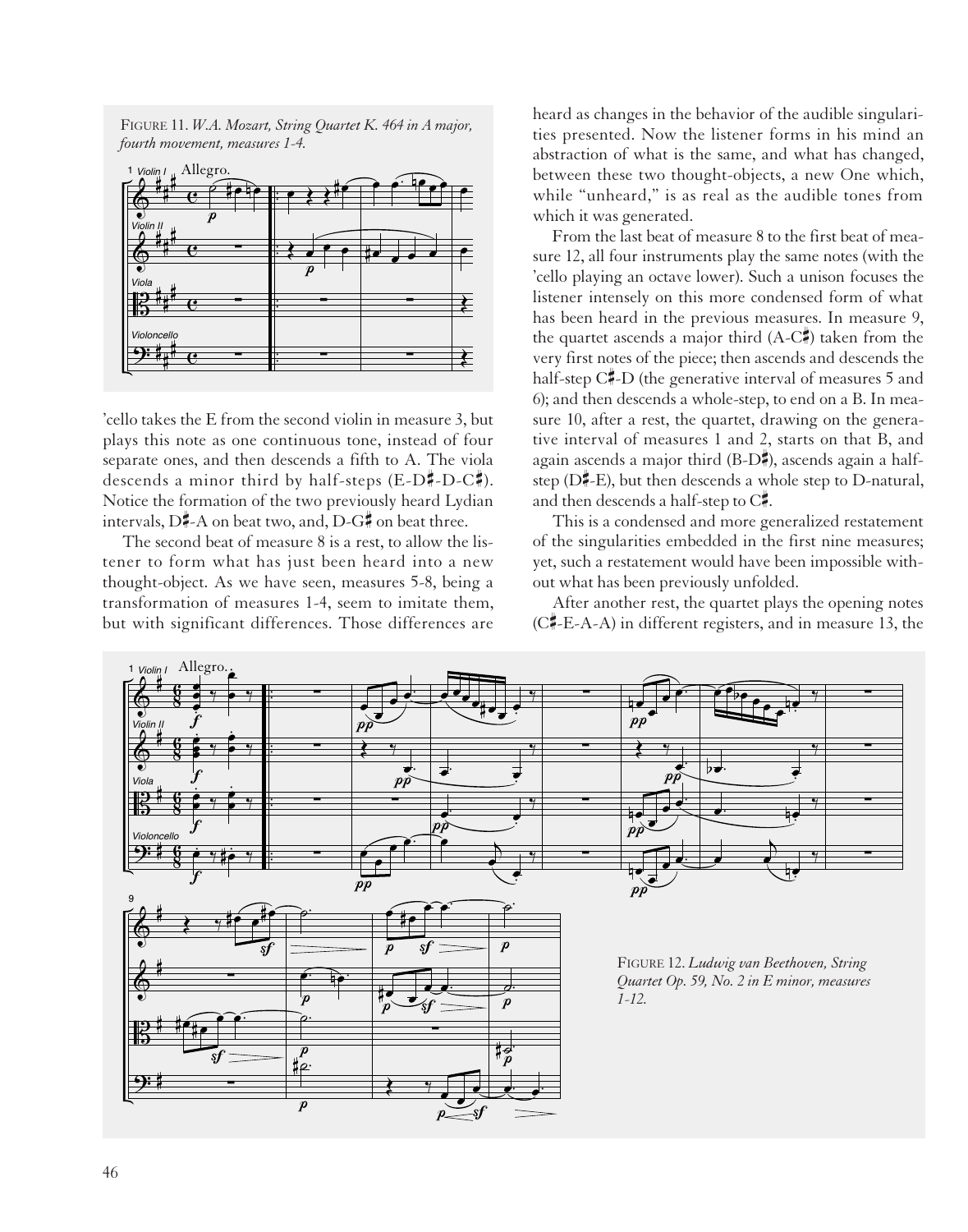FIGURE 11. *W.A. Mozart, String Quartet K. 464 in A major, fourth movement, measures 1-4.*

'cello takes the E from the second violin in measure 3, but plays this note as one continuous tone, instead of four separate ones, and then descends a fifth to A. The viola descends a minor third by half-steps (E-D♯-D-C♯). Notice the formation of the two previously heard Lydian intervals, D♯-A on beat two, and, D-G♯ on beat three.

The second beat of measure 8 is a rest, to allow the listener to form what has just been heard into a new thought-object. As we have seen, measures 5-8, being a transformation of measures 1-4, seem to imitate them, but with significant differences. Those differences are heard as changes in the behavior of the audible singularities presented. Now the listener forms in his mind an abstraction of what is the same, and what has changed, between these two thought-objects, a new One which, while "unheard," is as real as the audible tones from which it was generated.

From the last beat of measure 8 to the first beat of measure 12, all four instruments play the same notes (with the 'cello playing an octave lower). Such a unison focuses the listener intensely on this more condensed form of what has been heard in the previous measures. In measure 9, the quartet ascends a major third (A-C♯) taken from the very first notes of the piece; then ascends and descends the half-step C♯-D (the generative interval of measures 5 and 6); and then descends a whole-step, to end on a B. In measure 10, after a rest, the quartet, drawing on the generative interval of measures 1 and 2, starts on that B, and again ascends a major third (B-D♯), ascends again a half-step (D♯-E), but then descends a whole step to D-natural, and then descends a half-step to C♯.

This is a condensed and more generalized restatement of the singularities embedded in the first nine measures; yet, such a restatement would have been impossible without what has been previously unfolded.

After another rest, the quartet plays the opening notes (C♯-E-A-A) in different registers, and in measure 13, the

FIGURE 12. *Ludwig van Beethoven, String Quartet Op. 59, No. 2 in E minor, measures 1-12.*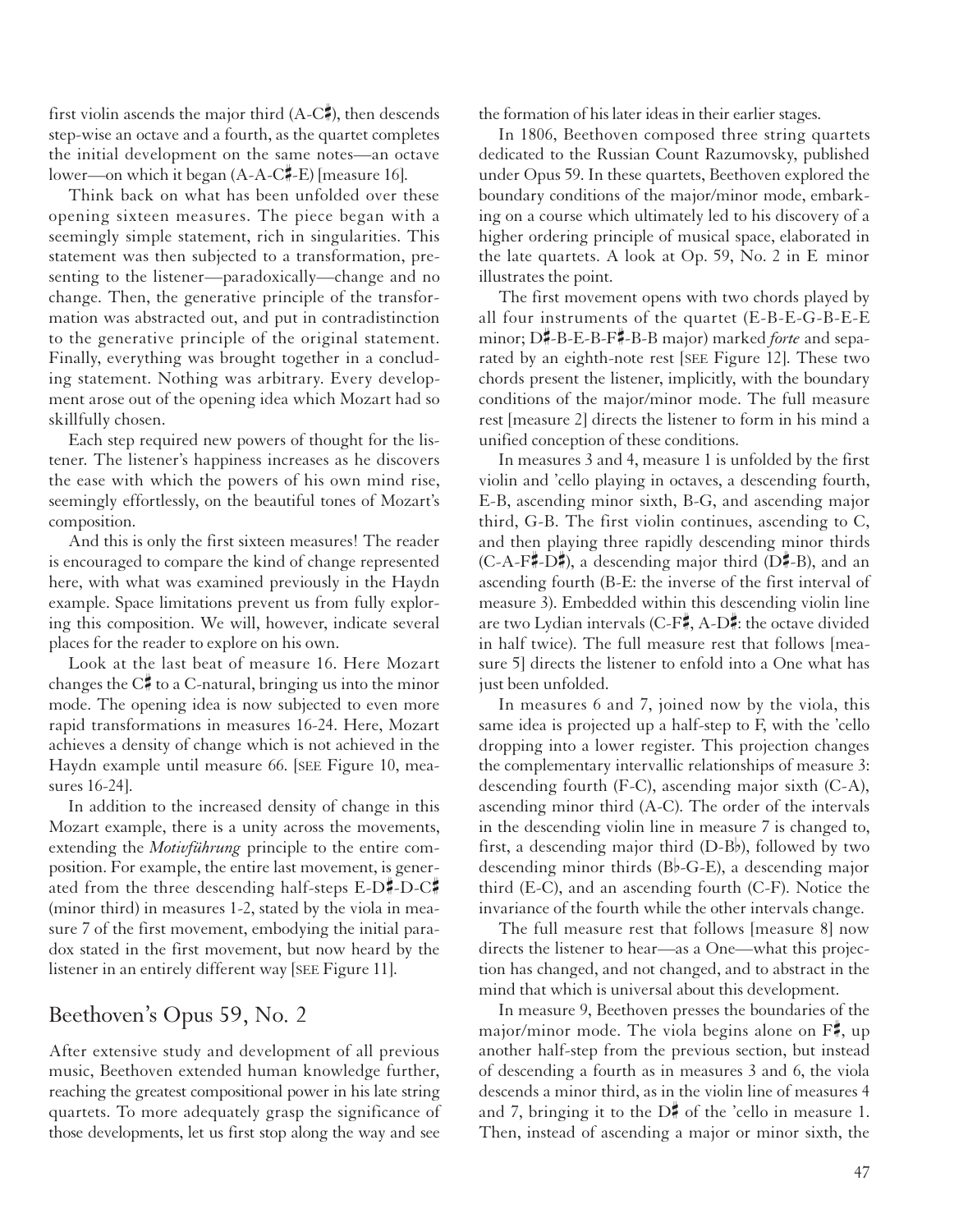first violin ascends the major third (A-C♯), then descends step-wise an octave and a fourth, as the quartet completes the initial development on the same notes—an octave lower—on which it began (A-A-C♯-E) [measure 16].

Think back on what has been unfolded over these opening sixteen measures. The piece began with a seemingly simple statement, rich in singularities. This statement was then subjected to a transformation, presenting to the listener—paradoxically—change and no change. Then, the generative principle of the transformation was abstracted out, and put in contradistinction to the generative principle of the original statement. Finally, everything was brought together in a concluding statement. Nothing was arbitrary. Every development arose out of the opening idea which Mozart had so skillfully chosen.

Each step required new powers of thought for the listener. The listener's happiness increases as he discovers the ease with which the powers of his own mind rise, seemingly effortlessly, on the beautiful tones of Mozart's composition.

And this is only the first sixteen measures! The reader is encouraged to compare the kind of change represented here, with what was examined previously in the Haydn example. Space limitations prevent us from fully exploring this composition. We will, however, indicate several places for the reader to explore on his own.

Look at the last beat of measure 16. Here Mozart changes the C♯ to a C-natural, bringing us into the minor mode. The opening idea is now subjected to even more rapid transformations in measures 16-24. Here, Mozart achieves a density of change which is not achieved in the Haydn example until measure 66. [SEE Figure 10, measures 16-24].

In addition to the increased density of change in this Mozart example, there is a unity across the movements, extending the *Motivführung* principle to the entire composition. For example, the entire last movement, is generated from the three descending half-steps E-D♯-D-C♯ (minor third) in measures 1-2, stated by the viola in measure 7 of the first movement, embodying the initial paradox stated in the first movement, but now heard by the listener in an entirely different way [SEE Figure 11].

## Beethoven's Opus 59, No. 2

After extensive study and development of all previous music, Beethoven extended human knowledge further, reaching the greatest compositional power in his late string quartets. To more adequately grasp the significance of those developments, let us first stop along the way and see the formation of his later ideas in their earlier stages.

In 1806, Beethoven composed three string quartets dedicated to the Russian Count Razumovsky, published under Opus 59. In these quartets, Beethoven explored the boundary conditions of the major/minor mode, embarking on a course which ultimately led to his discovery of a higher ordering principle of musical space, elaborated in the late quartets. A look at Op. 59, No. 2 in E minor illustrates the point.

The first movement opens with two chords played by all four instruments of the quartet (E-B-E-G-B-E-E minor; D♯-B-E-B-F♯-B-B major) marked *forte* and separated by an eighth-note rest [SEE Figure 12]. These two chords present the listener, implicitly, with the boundary conditions of the major/minor mode. The full measure rest [measure 2] directs the listener to form in his mind a unified conception of these conditions.

In measures 3 and 4, measure 1 is unfolded by the first violin and 'cello playing in octaves, a descending fourth, E-B, ascending minor sixth, B-G, and ascending major third, G-B. The first violin continues, ascending to C, and then playing three rapidly descending minor thirds (C-A-F♯-D♯), a descending major third (D♯-B), and an ascending fourth (B-E: the inverse of the first interval of measure 3). Embedded within this descending violin line are two Lydian intervals (C-F♯, A-D♯: the octave divided in half twice). The full measure rest that follows [measure 5] directs the listener to enfold into a One what has just been unfolded.

In measures 6 and 7, joined now by the viola, this same idea is projected up a half-step to F, with the 'cello dropping into a lower register. This projection changes the complementary intervallic relationships of measure 3: descending fourth (F-C), ascending major sixth (C-A), ascending minor third (A-C). The order of the intervals in the descending violin line in measure 7 is changed to, first, a descending major third (D-B♭), followed by two descending minor thirds (B♭-G-E), a descending major third (E-C), and an ascending fourth (C-F). Notice the invariance of the fourth while the other intervals change.

The full measure rest that follows [measure 8] now directs the listener to hear—as a One—what this projection has changed, and not changed, and to abstract in the mind that which is universal about this development.

In measure 9, Beethoven presses the boundaries of the major/minor mode. The viola begins alone on F♯, up another half-step from the previous section, but instead of descending a fourth as in measures 3 and 6, the viola descends a minor third, as in the violin line of measures 4 and 7, bringing it to the D♯ of the 'cello in measure 1. Then, instead of ascending a major or minor sixth, the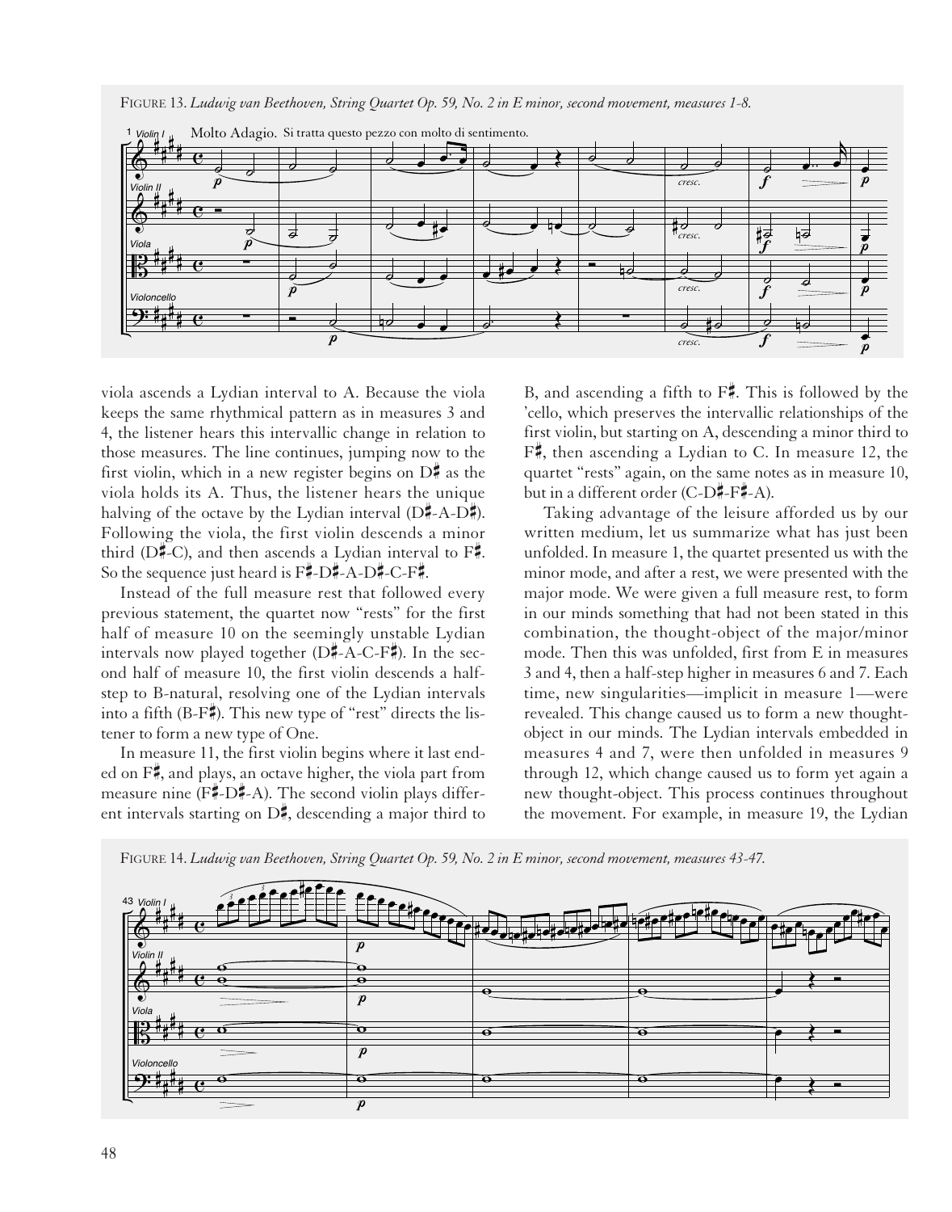FIGURE 13. *Ludwig van Beethoven, String Quartet Op. 59, No. 2 in E minor, second movement, measures 1-8.*

viola ascends a Lydian interval to A. Because the viola keeps the same rhythmical pattern as in measures 3 and 4, the listener hears this intervallic change in relation to those measures. The line continues, jumping now to the first violin, which in a new register begins on D♯ as the viola holds its A. Thus, the listener hears the unique halving of the octave by the Lydian interval (D♯-A-D♯). Following the viola, the first violin descends a minor third (D♯-C), and then ascends a Lydian interval to F♯. So the sequence just heard is F♯-D♯-A-D♯-C-F♯.

Instead of the full measure rest that followed every previous statement, the quartet now "rests" for the first half of measure 10 on the seemingly unstable Lydian intervals now played together (D♯-A-C-F♯). In the second half of measure 10, the first violin descends a half-step to B-natural, resolving one of the Lydian intervals into a fifth (B-F♯). This new type of "rest" directs the listener to form a new type of One.

In measure 11, the first violin begins where it last ended on F♯, and plays, an octave higher, the viola part from measure nine (F♯-D♯-A). The second violin plays different intervals starting on D♯, descending a major third to B, and ascending a fifth to F♯. This is followed by the 'cello, which preserves the intervallic relationships of the first violin, but starting on A, descending a minor third to F♯, then ascending a Lydian to C. In measure 12, the quartet "rests" again, on the same notes as in measure 10, but in a different order (C-D♯-F♯-A).

Taking advantage of the leisure afforded us by our written medium, let us summarize what has just been unfolded. In measure 1, the quartet presented us with the minor mode, and after a rest, we were presented with the major mode. We were given a full measure rest, to form in our minds something that had not been stated in this combination, the thought-object of the major/minor mode. Then this was unfolded, first from E in measures 3 and 4, then a half-step higher in measures 6 and 7. Each time, new singularities—implicit in measure 1—were revealed. This change caused us to form a new thought-object in our minds. The Lydian intervals embedded in measures 4 and 7, were then unfolded in measures 9 through 12, which change caused us to form yet again a new thought-object. This process continues throughout the movement. For example, in measure 19, the Lydian

FIGURE 14. *Ludwig van Beethoven, String Quartet Op. 59, No. 2 in E minor, second movement, measures 43-47.*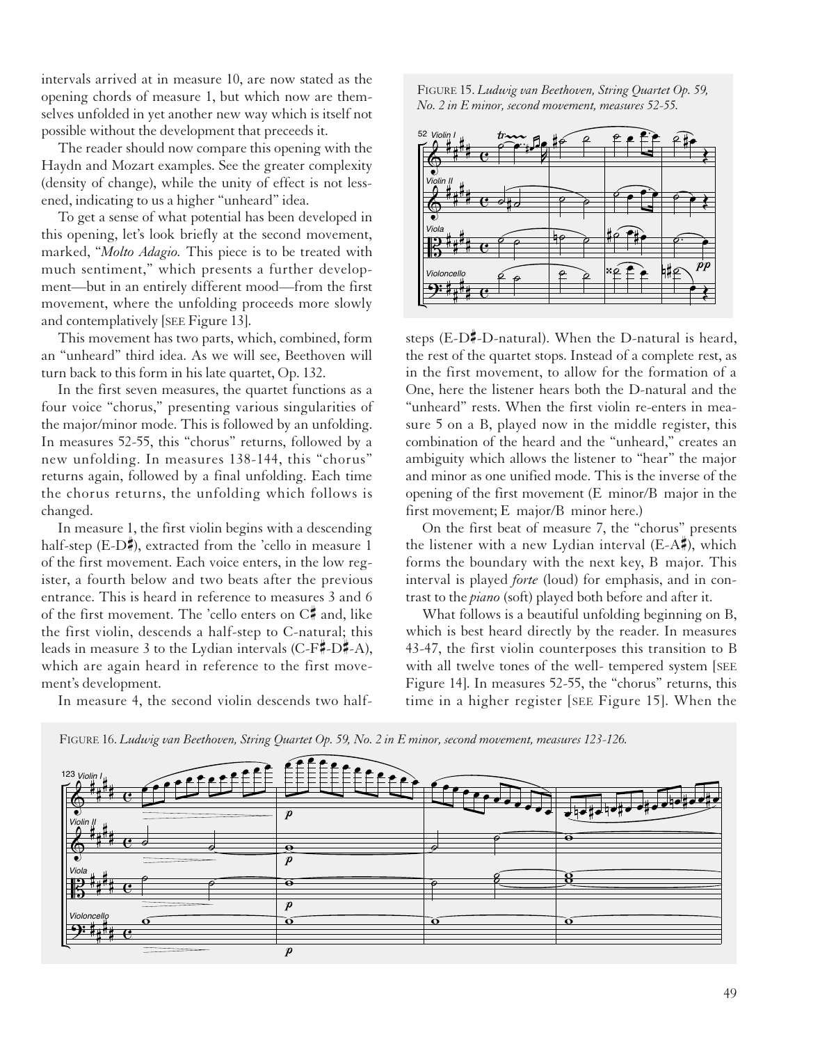intervals arrived at in measure 10, are now stated as the opening chords of measure 1, but which now are themselves unfolded in yet another new way which is itself not possible without the development that preceeds it.

The reader should now compare this opening with the Haydn and Mozart examples. See the greater complexity (density of change), while the unity of effect is not lessened, indicating to us a higher "unheard" idea.

To get a sense of what potential has been developed in this opening, let's look briefly at the second movement, marked, "*Molto Adagio.* This piece is to be treated with much sentiment," which presents a further development—but in an entirely different mood—from the first movement, where the unfolding proceeds more slowly and contemplatively [SEE Figure 13].

This movement has two parts, which, combined, form an "unheard" third idea. As we will see, Beethoven will turn back to this form in his late quartet, Op. 132.

In the first seven measures, the quartet functions as a four voice "chorus," presenting various singularities of the major/minor mode. This is followed by an unfolding. In measures 52-55, this "chorus" returns, followed by a new unfolding. In measures 138-144, this "chorus" returns again, followed by a final unfolding. Each time the chorus returns, the unfolding which follows is changed.

In measure 1, the first violin begins with a descending half-step (E-D♯), extracted from the 'cello in measure 1 of the first movement. Each voice enters, in the low register, a fourth below and two beats after the previous entrance. This is heard in reference to measures 3 and 6 of the first movement. The 'cello enters on C♯ and, like the first violin, descends a half-step to C-natural; this leads in measure 3 to the Lydian intervals (C-F♯-D♯-A), which are again heard in reference to the first movement's development.

In measure 4, the second violin descends two half-

FIGURE 15. *Ludwig van Beethoven, String Quartet Op. 59, No. 2 in E minor, second movement, measures 52-55.*

steps (E-D♯-D-natural). When the D-natural is heard, the rest of the quartet stops. Instead of a complete rest, as in the first movement, to allow for the formation of a One, here the listener hears both the D-natural and the "unheard" rests. When the first violin re-enters in measure 5 on a B, played now in the middle register, this combination of the heard and the "unheard," creates an ambiguity which allows the listener to "hear" the major and minor as one unified mode. This is the inverse of the opening of the first movement (E minor/B major in the first movement; E major/B minor here.)

On the first beat of measure 7, the "chorus" presents the listener with a new Lydian interval (E-A♯), which forms the boundary with the next key, B major. This interval is played *forte* (loud) for emphasis, and in contrast to the *piano* (soft) played both before and after it.

What follows is a beautiful unfolding beginning on B, which is best heard directly by the reader. In measures 43-47, the first violin counterposes this transition to B with all twelve tones of the well- tempered system [SEE Figure 14]. In measures 52-55, the "chorus" returns, this time in a higher register [SEE Figure 15]. When the

FIGURE 16. *Ludwig van Beethoven, String Quartet Op. 59, No. 2 in E minor, second movement, measures 123-126.*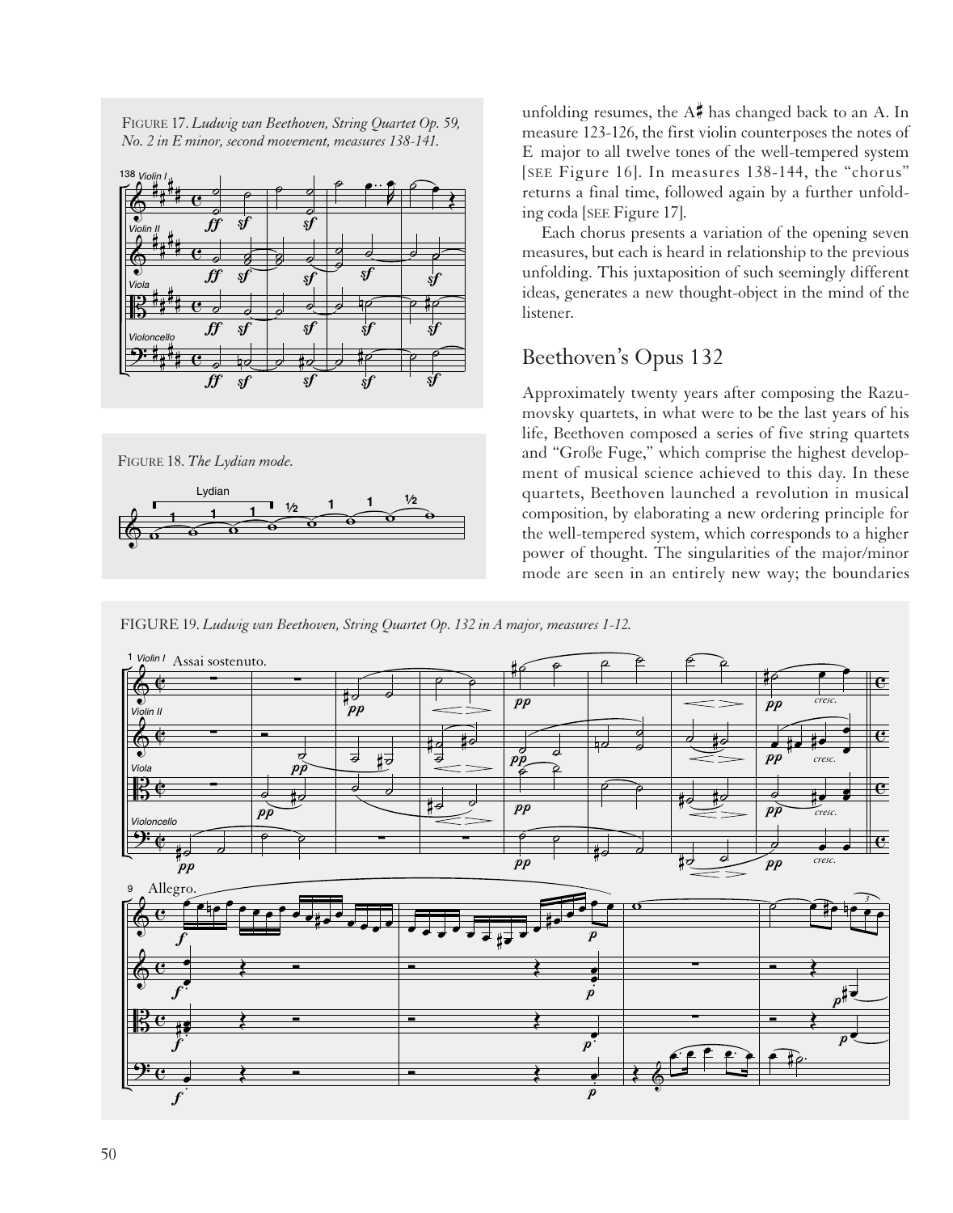FIGURE 17. *Ludwig van Beethoven, String Quartet Op. 59, No. 2 in E minor, second movement, measures 138-141.*

FIGURE 18. *The Lydian mode.*

unfolding resumes, the A♯ has changed back to an A. In measure 123-126, the first violin counterposes the notes of E major to all twelve tones of the well-tempered system [SEE Figure 16]. In measures 138-144, the "chorus" returns a final time, followed again by a further unfolding coda [SEE Figure 17].

Each chorus presents a variation of the opening seven measures, but each is heard in relationship to the previous unfolding. This juxtaposition of such seemingly different ideas, generates a new thought-object in the mind of the listener.

## Beethoven's Opus 132

Approximately twenty years after composing the Razumovsky quartets, in what were to be the last years of his life, Beethoven composed a series of five string quartets and "Große Fuge," which comprise the highest development of musical science achieved to this day. In these quartets, Beethoven launched a revolution in musical composition, by elaborating a new ordering principle for the well-tempered system, which corresponds to a higher power of thought. The singularities of the major/minor mode are seen in an entirely new way; the boundaries

FIGURE 19. *Ludwig van Beethoven, String Quartet Op. 132 in A major, measures 1-12.*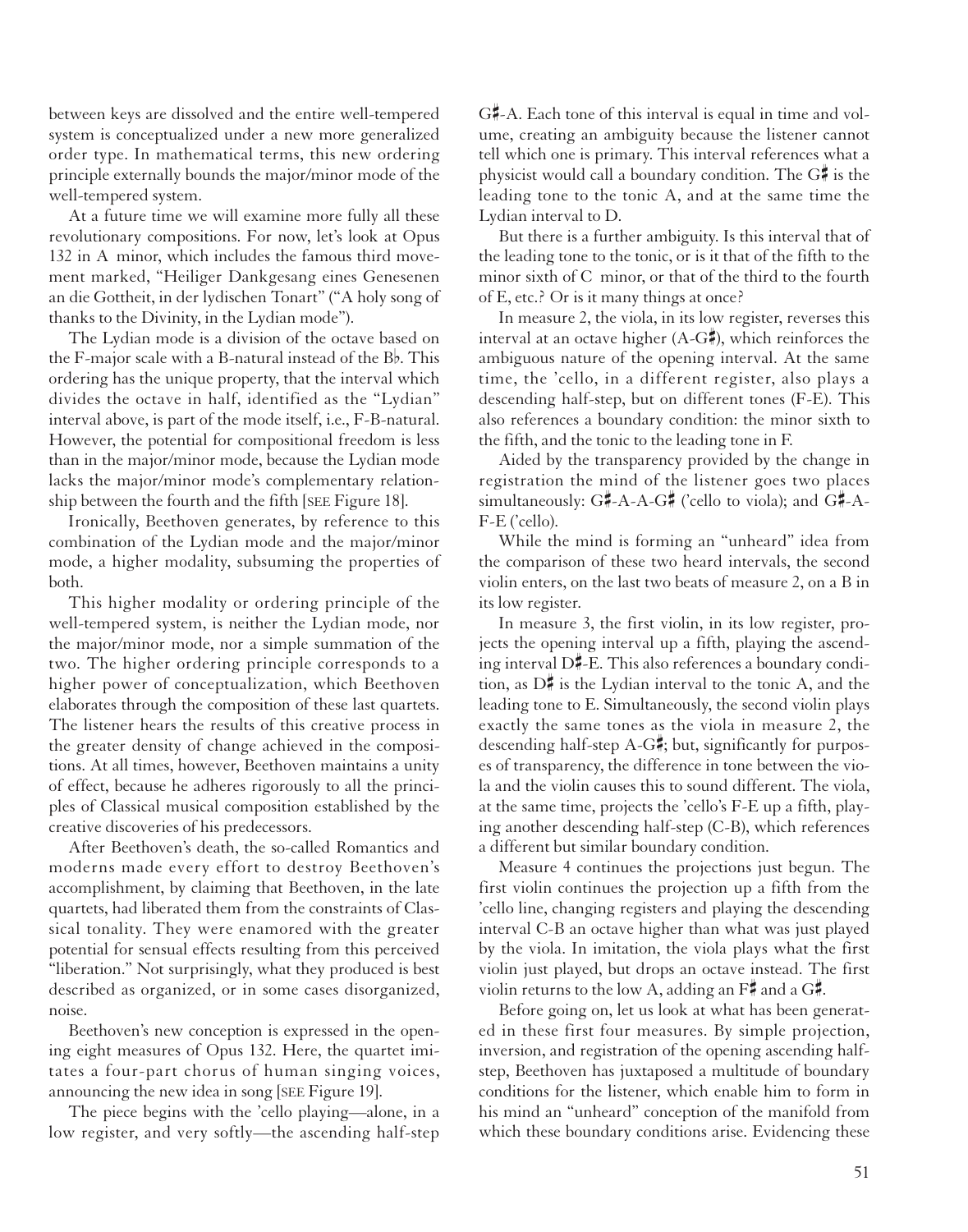between keys are dissolved and the entire well-tempered system is conceptualized under a new more generalized order type. In mathematical terms, this new ordering principle externally bounds the major/minor mode of the well-tempered system.

At a future time we will examine more fully all these revolutionary compositions. For now, let's look at Opus 132 in A minor, which includes the famous third movement marked, "Heiliger Dankgesang eines Genesenen an die Gottheit, in der lydischen Tonart" ("A holy song of thanks to the Divinity, in the Lydian mode").

The Lydian mode is a division of the octave based on the F-major scale with a B-natural instead of the B♭. This ordering has the unique property, that the interval which divides the octave in half, identified as the "Lydian" interval above, is part of the mode itself, i.e., F-B-natural. However, the potential for compositional freedom is less than in the major/minor mode, because the Lydian mode lacks the major/minor mode's complementary relationship between the fourth and the fifth [SEE Figure 18].

Ironically, Beethoven generates, by reference to this combination of the Lydian mode and the major/minor mode, a higher modality, subsuming the properties of both.

This higher modality or ordering principle of the well-tempered system, is neither the Lydian mode, nor the major/minor mode, nor a simple summation of the two. The higher ordering principle corresponds to a higher power of conceptualization, which Beethoven elaborates through the composition of these last quartets. The listener hears the results of this creative process in the greater density of change achieved in the compositions. At all times, however, Beethoven maintains a unity of effect, because he adheres rigorously to all the principles of Classical musical composition established by the creative discoveries of his predecessors.

After Beethoven's death, the so-called Romantics and moderns made every effort to destroy Beethoven's accomplishment, by claiming that Beethoven, in the late quartets, had liberated them from the constraints of Classical tonality. They were enamored with the greater potential for sensual effects resulting from this perceived "liberation." Not surprisingly, what they produced is best described as organized, or in some cases disorganized, noise.

Beethoven's new conception is expressed in the opening eight measures of Opus 132. Here, the quartet imitates a four-part chorus of human singing voices, announcing the new idea in song [SEE Figure 19].

The piece begins with the 'cello playing—alone, in a low register, and very softly—the ascending half-step G♯-A. Each tone of this interval is equal in time and volume, creating an ambiguity because the listener cannot tell which one is primary. This interval references what a physicist would call a boundary condition. The G♯ is the leading tone to the tonic A, and at the same time the Lydian interval to D.

But there is a further ambiguity. Is this interval that of the leading tone to the tonic, or is it that of the fifth to the minor sixth of C minor, or that of the third to the fourth of E, etc.? Or is it many things at once?

In measure 2, the viola, in its low register, reverses this interval at an octave higher (A-G♯), which reinforces the ambiguous nature of the opening interval. At the same time, the 'cello, in a different register, also plays a descending half-step, but on different tones (F-E). This also references a boundary condition: the minor sixth to the fifth, and the tonic to the leading tone in F.

Aided by the transparency provided by the change in registration the mind of the listener goes two places simultaneously: G♯-A-A-G♯ ('cello to viola); and G♯-A-F-E ('cello).

While the mind is forming an "unheard" idea from the comparison of these two heard intervals, the second violin enters, on the last two beats of measure 2, on a B in its low register.

In measure 3, the first violin, in its low register, projects the opening interval up a fifth, playing the ascending interval D♯-E. This also references a boundary condition, as D♯ is the Lydian interval to the tonic A, and the leading tone to E. Simultaneously, the second violin plays exactly the same tones as the viola in measure 2, the descending half-step A-G♯; but, significantly for purposes of transparency, the difference in tone between the viola and the violin causes this to sound different. The viola, at the same time, projects the 'cello's F-E up a fifth, playing another descending half-step (C-B), which references a different but similar boundary condition.

Measure 4 continues the projections just begun. The first violin continues the projection up a fifth from the 'cello line, changing registers and playing the descending interval C-B an octave higher than what was just played by the viola. In imitation, the viola plays what the first violin just played, but drops an octave instead. The first violin returns to the low A, adding an F♯ and a G♯.

Before going on, let us look at what has been generated in these first four measures. By simple projection, inversion, and registration of the opening ascending half-step, Beethoven has juxtaposed a multitude of boundary conditions for the listener, which enable him to form in his mind an "unheard" conception of the manifold from which these boundary conditions arise. Evidencing these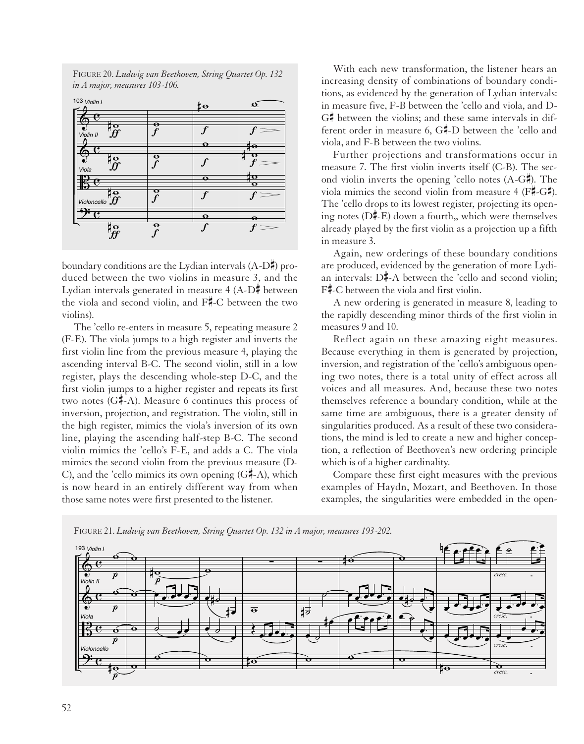FIGURE 20. *Ludwig van Beethoven, String Quartet Op. 132 in A major, measures 103-106.*

boundary conditions are the Lydian intervals (A-D♯) produced between the two violins in measure 3, and the Lydian intervals generated in measure 4 (A-D♯ between the viola and second violin, and F♯-C between the two violins).

The 'cello re-enters in measure 5, repeating measure 2 (F-E). The viola jumps to a high register and inverts the first violin line from the previous measure 4, playing the ascending interval B-C. The second violin, still in a low register, plays the descending whole-step D-C, and the first violin jumps to a higher register and repeats its first two notes (G♯-A). Measure 6 continues this process of inversion, projection, and registration. The violin, still in the high register, mimics the viola's inversion of its own line, playing the ascending half-step B-C. The second violin mimics the 'cello's F-E, and adds a C. The viola mimics the second violin from the previous measure (D-C), and the 'cello mimics its own opening (G♯-A), which is now heard in an entirely different way from when those same notes were first presented to the listener.

With each new transformation, the listener hears an increasing density of combinations of boundary conditions, as evidenced by the generation of Lydian intervals: in measure five, F-B between the 'cello and viola, and D-G♯ between the violins; and these same intervals in different order in measure 6, G♯-D between the 'cello and viola, and F-B between the two violins.

Further projections and transformations occur in measure 7. The first violin inverts itself (C-B). The second violin inverts the opening 'cello notes (A-G♯). The viola mimics the second violin from measure 4 (F♯-G♯). The 'cello drops to its lowest register, projecting its opening notes (D♯-E) down a fourth,, which were themselves already played by the first violin as a projection up a fifth in measure 3.

Again, new orderings of these boundary conditions are produced, evidenced by the generation of more Lydian intervals: D♯-A between the 'cello and second violin; F♯-C between the viola and first violin.

A new ordering is generated in measure 8, leading to the rapidly descending minor thirds of the first violin in measures 9 and 10.

Reflect again on these amazing eight measures. Because everything in them is generated by projection, inversion, and registration of the 'cello's ambiguous opening two notes, there is a total unity of effect across all voices and all measures. And, because these two notes themselves reference a boundary condition, while at the same time are ambiguous, there is a greater density of singularities produced. As a result of these two considerations, the mind is led to create a new and higher conception, a reflection of Beethoven's new ordering principle which is of a higher cardinality.

Compare these first eight measures with the previous examples of Haydn, Mozart, and Beethoven. In those examples, the singularities were embedded in the open-

FIGURE 21. *Ludwig van Beethoven, String Quartet Op. 132 in A major, measures 193-202.*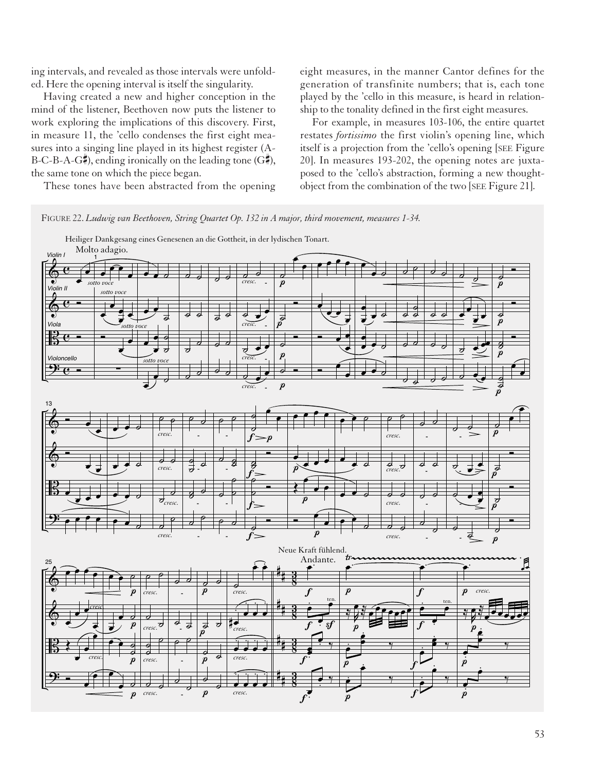ing intervals, and revealed as those intervals were unfolded. Here the opening interval is itself the singularity.

Having created a new and higher conception in the mind of the listener, Beethoven now puts the listener to work exploring the implications of this discovery. First, in measure 11, the 'cello condenses the first eight measures into a singing line played in its highest register (A-B-C-B-A-G♯), ending ironically on the leading tone (G♯), the same tone on which the piece began.

These tones have been abstracted from the opening eight measures, in the manner Cantor defines for the generation of transfinite numbers; that is, each tone played by the 'cello in this measure, is heard in relationship to the tonality defined in the first eight measures.

For example, in measures 103-106, the entire quartet restates *fortissimo* the first violin's opening line, which itself is a projection from the 'cello's opening [SEE Figure 20]. In measures 193-202, the opening notes are juxtaposed to the 'cello's abstraction, forming a new thought-object from the combination of the two [SEE Figure 21].

FIGURE 22. *Ludwig van Beethoven, String Quartet Op. 132 in A major, third movement, measures 1-34.*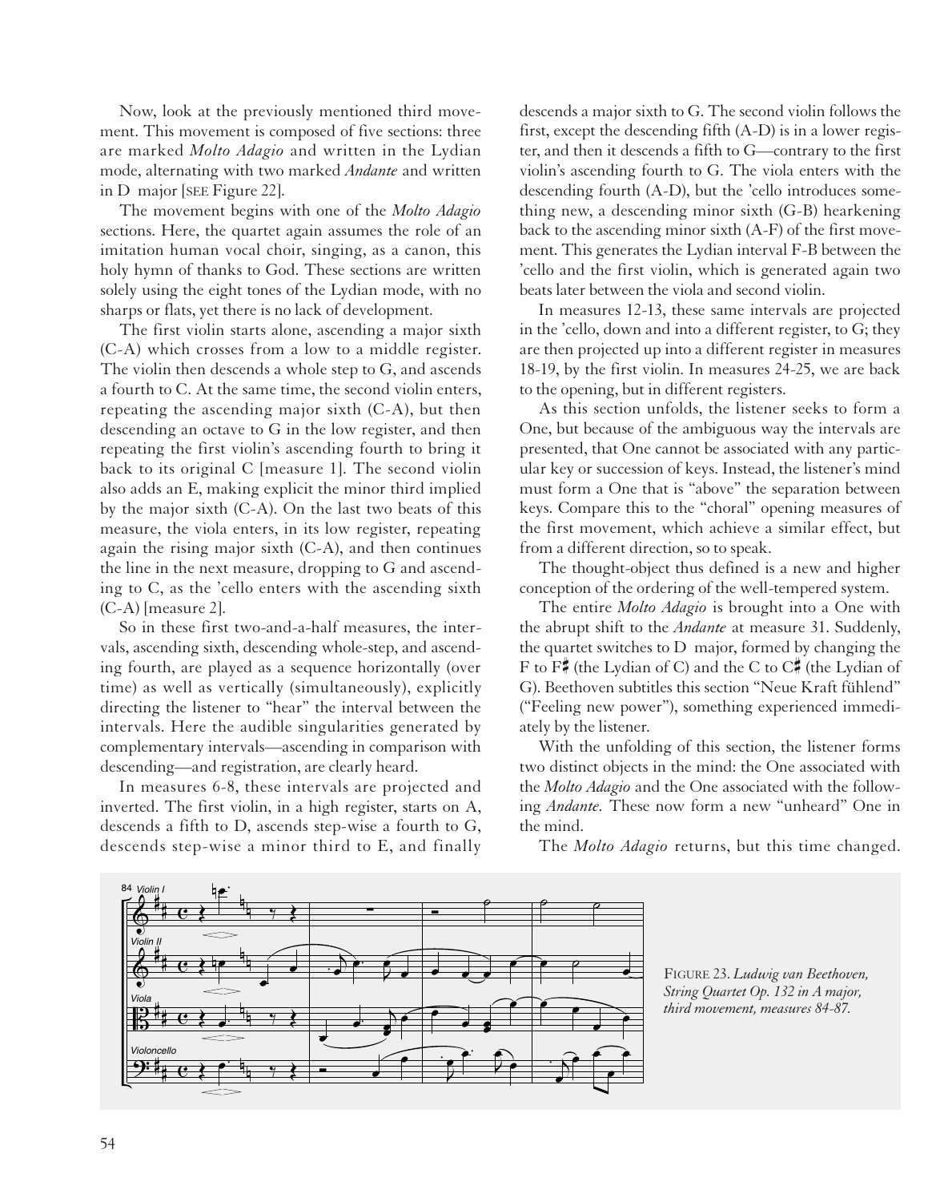Now, look at the previously mentioned third movement. This movement is composed of five sections: three are marked *Molto Adagio* and written in the Lydian mode, alternating with two marked *Andante* and written in D major [SEE Figure 22].

The movement begins with one of the *Molto Adagio* sections. Here, the quartet again assumes the role of an imitation human vocal choir, singing, as a canon, this holy hymn of thanks to God. These sections are written solely using the eight tones of the Lydian mode, with no sharps or flats, yet there is no lack of development.

The first violin starts alone, ascending a major sixth (C-A) which crosses from a low to a middle register. The violin then descends a whole step to G, and ascends a fourth to C. At the same time, the second violin enters, repeating the ascending major sixth (C-A), but then descending an octave to G in the low register, and then repeating the first violin's ascending fourth to bring it back to its original C [measure 1]. The second violin also adds an E, making explicit the minor third implied by the major sixth (C-A). On the last two beats of this measure, the viola enters, in its low register, repeating again the rising major sixth (C-A), and then continues the line in the next measure, dropping to G and ascending to C, as the 'cello enters with the ascending sixth (C-A) [measure 2].

So in these first two-and-a-half measures, the intervals, ascending sixth, descending whole-step, and ascending fourth, are played as a sequence horizontally (over time) as well as vertically (simultaneously), explicitly directing the listener to "hear" the interval between the intervals. Here the audible singularities generated by complementary intervals—ascending in comparison with descending—and registration, are clearly heard.

In measures 6-8, these intervals are projected and inverted. The first violin, in a high register, starts on A, descends a fifth to D, ascends step-wise a fourth to G, descends step-wise a minor third to E, and finally descends a major sixth to G. The second violin follows the first, except the descending fifth (A-D) is in a lower register, and then it descends a fifth to G—contrary to the first violin's ascending fourth to G. The viola enters with the descending fourth (A-D), but the 'cello introduces something new, a descending minor sixth (G-B) hearkening back to the ascending minor sixth (A-F) of the first movement. This generates the Lydian interval F-B between the 'cello and the first violin, which is generated again two beats later between the viola and second violin.

In measures 12-13, these same intervals are projected in the 'cello, down and into a different register, to G; they are then projected up into a different register in measures 18-19, by the first violin. In measures 24-25, we are back to the opening, but in different registers.

As this section unfolds, the listener seeks to form a One, but because of the ambiguous way the intervals are presented, that One cannot be associated with any particular key or succession of keys. Instead, the listener's mind must form a One that is "above" the separation between keys. Compare this to the "choral" opening measures of the first movement, which achieve a similar effect, but from a different direction, so to speak.

The thought-object thus defined is a new and higher conception of the ordering of the well-tempered system.

The entire *Molto Adagio* is brought into a One with the abrupt shift to the *Andante* at measure 31. Suddenly, the quartet switches to D major, formed by changing the F to F♯ (the Lydian of C) and the C to C♯ (the Lydian of G). Beethoven subtitles this section "Neue Kraft fühlend" ("Feeling new power"), something experienced immediately by the listener.

With the unfolding of this section, the listener forms two distinct objects in the mind: the One associated with the *Molto Adagio* and the One associated with the following *Andante*. These now form a new "unheard" One in the mind.

The *Molto Adagio* returns, but this time changed.

FIGURE 23. *Ludwig van Beethoven, String Quartet Op. 132 in A major, third movement, measures 84-87.*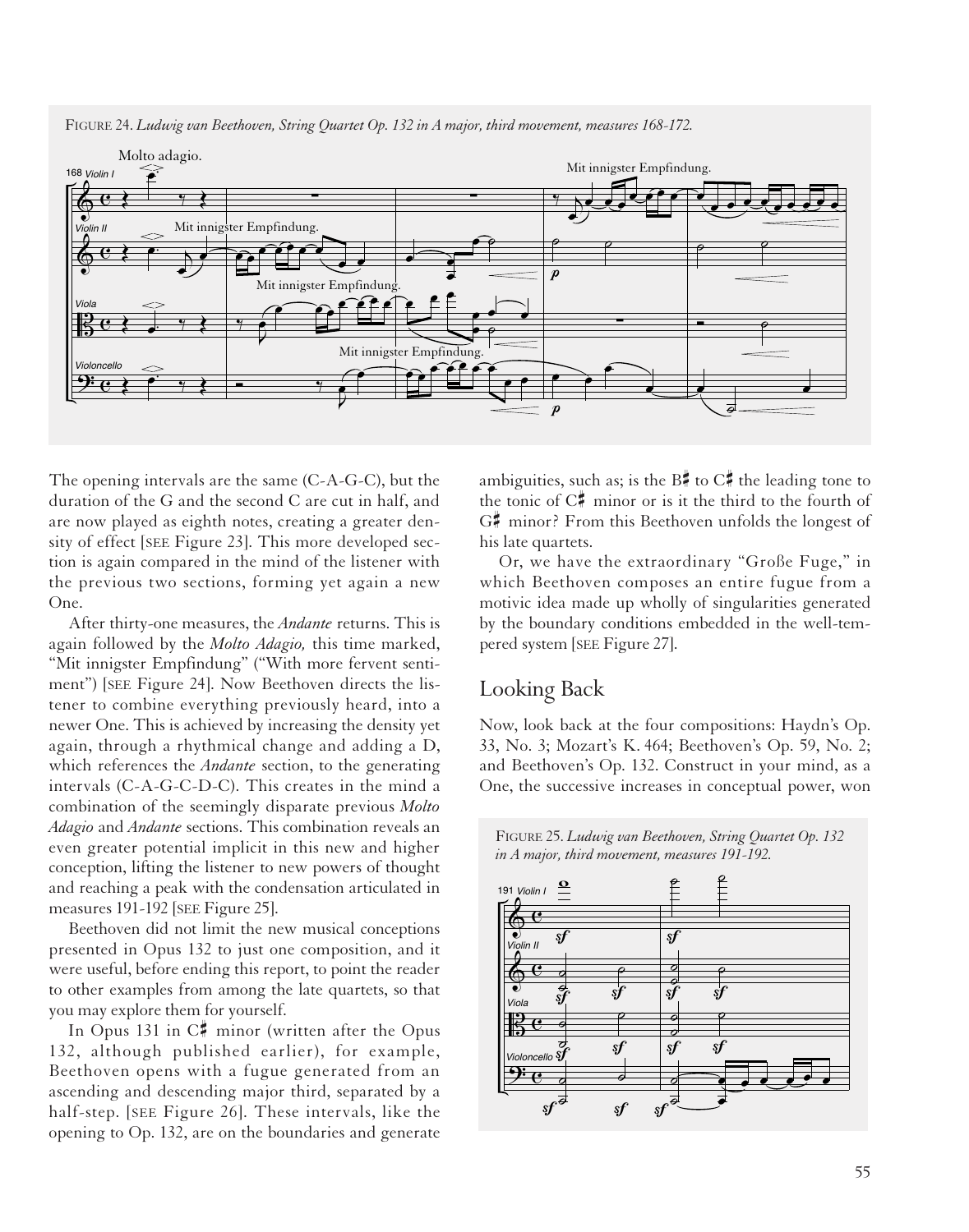FIGURE 24. *Ludwig van Beethoven, String Quartet Op. 132 in A major, third movement, measures 168-172.*

The opening intervals are the same (C-A-G-C), but the duration of the G and the second C are cut in half, and are now played as eighth notes, creating a greater density of effect [SEE Figure 23]. This more developed section is again compared in the mind of the listener with the previous two sections, forming yet again a new One.

After thirty-one measures, the *Andante* returns. This is again followed by the *Molto Adagio,* this time marked, "Mit innigster Empfindung" ("With more fervent sentiment") [SEE Figure 24]. Now Beethoven directs the listener to combine everything previously heard, into a newer One. This is achieved by increasing the density yet again, through a rhythmical change and adding a D, which references the *Andante* section, to the generating intervals (C-A-G-C-D-C). This creates in the mind a combination of the seemingly disparate previous *Molto Adagio* and *Andante* sections. This combination reveals an even greater potential implicit in this new and higher conception, lifting the listener to new powers of thought and reaching a peak with the condensation articulated in measures 191-192 [SEE Figure 25].

Beethoven did not limit the new musical conceptions presented in Opus 132 to just one composition, and it were useful, before ending this report, to point the reader to other examples from among the late quartets, so that you may explore them for yourself.

In Opus 131 in C♯ minor (written after the Opus 132, although published earlier), for example, Beethoven opens with a fugue generated from an ascending and descending major third, separated by a half-step. [SEE Figure 26]. These intervals, like the opening to Op. 132, are on the boundaries and generate ambiguities, such as; is the B♯ to C♯ the leading tone to the tonic of C♯ minor or is it the third to the fourth of G♯ minor? From this Beethoven unfolds the longest of his late quartets.

Or, we have the extraordinary "Große Fuge," in which Beethoven composes an entire fugue from a motivic idea made up wholly of singularities generated by the boundary conditions embedded in the well-tempered system [SEE Figure 27].

## Looking Back

Now, look back at the four compositions: Haydn's Op. 33, No. 3; Mozart's K. 464; Beethoven's Op. 59, No. 2; and Beethoven's Op. 132. Construct in your mind, as a One, the successive increases in conceptual power, won

FIGURE 25. *Ludwig van Beethoven, String Quartet Op. 132 in A major, third movement, measures 191-192.*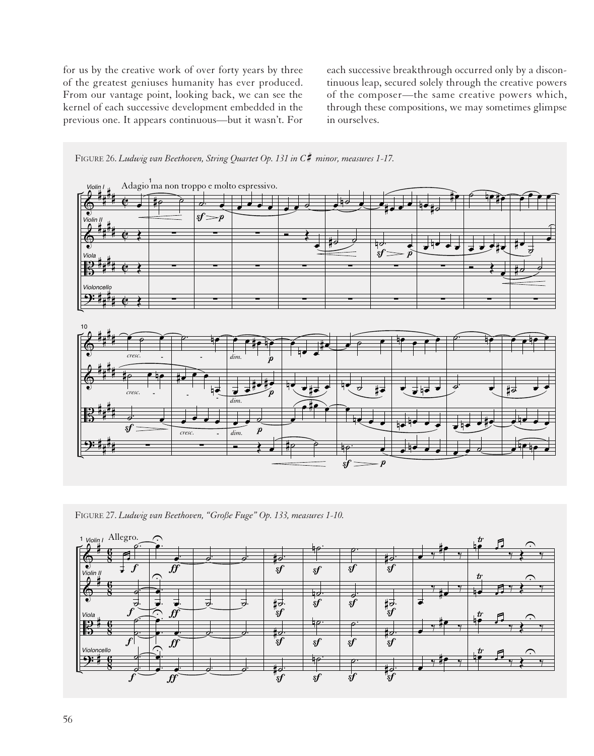for us by the creative work of over forty years by three of the greatest geniuses humanity has ever produced. From our vantage point, looking back, we can see the kernel of each successive development embedded in the previous one. It appears continuous—but it wasn't. For each successive breakthrough occurred only by a discontinuous leap, secured solely through the creative powers of the composer—the same creative powers which, through these compositions, we may sometimes glimpse in ourselves.

FIGURE 26. *Ludwig van Beethoven, String Quartet Op. 131 in C♯ minor, measures 1-17.*

FIGURE 27. *Ludwig van Beethoven, "Große Fuge" Op. 133, measures 1-10.*